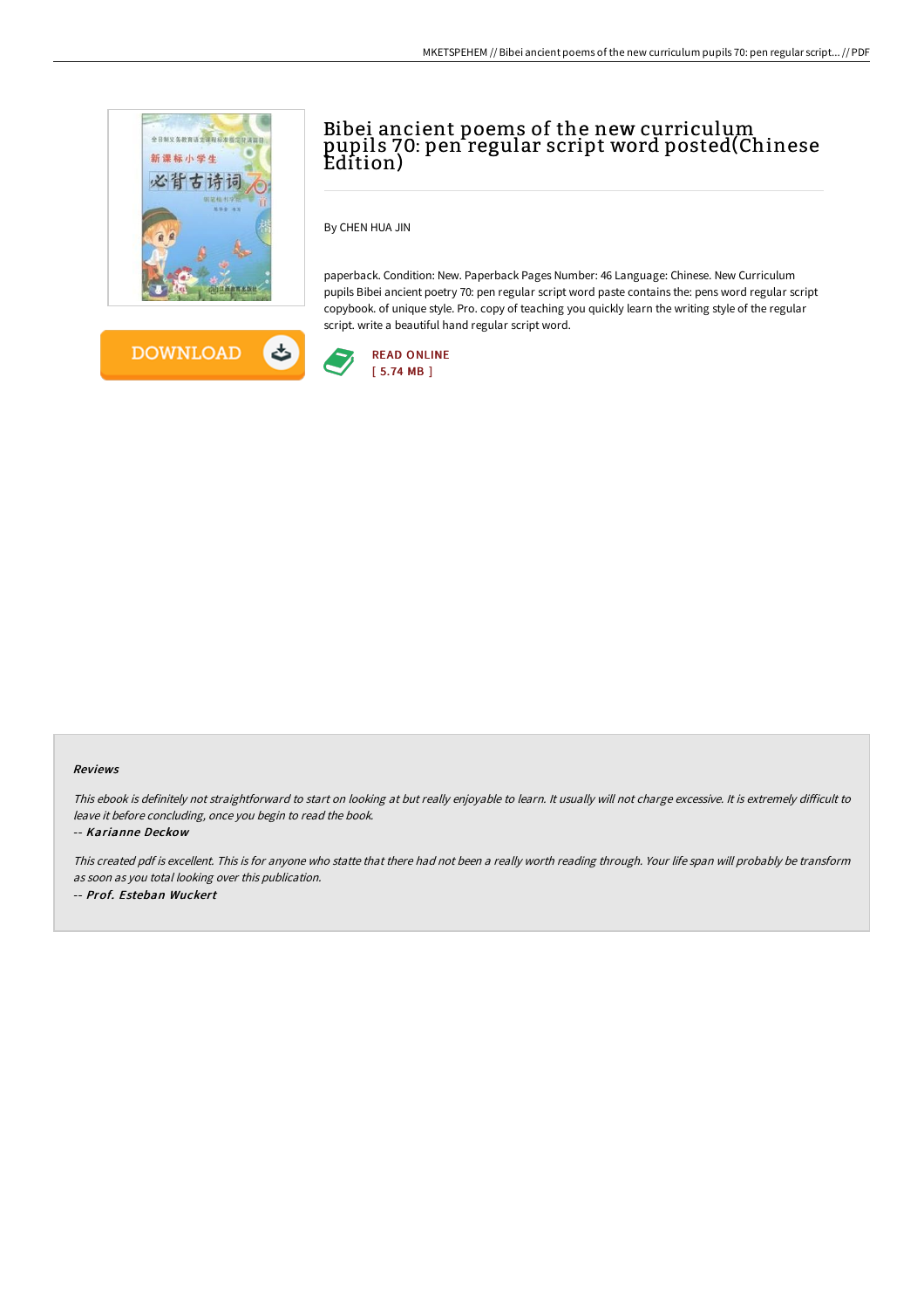# Bibei ancient poems of the new curriculum pupils 70: pen regular script word posted(Chinese Edition)

By CHEN HUA JIN

paperback. Condition: New. Paperback Pages Number: 46 Language: Chinese. New Curriculum pupils Bibei ancient poetry 70: pen regular script word paste contains the: pens word regular script copybook. of unique style. Pro. copy of teaching you quickly learn the writing style of the regular script. write a beautiful hand regular script word.

DOWNLOAD

READ ONLINE
[ 5.74 MB ]

### Reviews

*This ebook is definitely not straightforward to start on looking at but really enjoyable to learn. It usually will not charge excessive. It is extremely difficult to leave it before concluding, once you begin to read the book.*

-- ***Karianne Deckow***

*This created pdf is excellent. This is for anyone who statte that there had not been a really worth reading through. Your life span will probably be transform as soon as you total looking over this publication.*

-- ***Prof. Esteban Wuckert***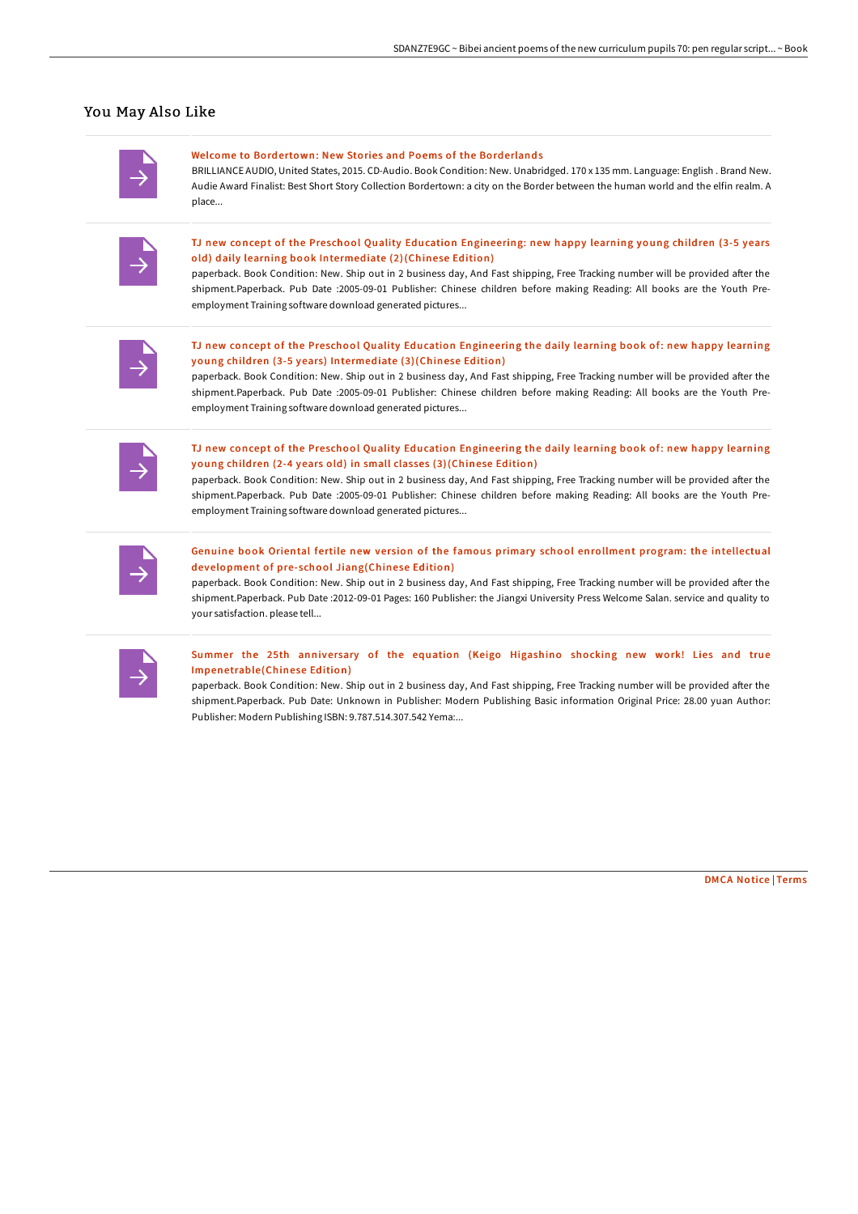## You May Also Like

### Welcome to Bordertown: New Stories and Poems of the Borderlands

BRILLIANCE AUDIO, United States, 2015. CD-Audio. Book Condition: New. Unabridged. 170 x 135 mm. Language: English . Brand New. Audie Award Finalist: Best Short Story Collection Bordertown: a city on the Border between the human world and the elfin realm. A place...

### TJ new concept of the Preschool Quality Education Engineering: new happy learning young children (3-5 years old) daily learning book Intermediate (2)(Chinese Edition)

paperback. Book Condition: New. Ship out in 2 business day, And Fast shipping, Free Tracking number will be provided after the shipment.Paperback. Pub Date :2005-09-01 Publisher: Chinese children before making Reading: All books are the Youth Pre-employment Training software download generated pictures...

### TJ new concept of the Preschool Quality Education Engineering the daily learning book of: new happy learning young children (3-5 years) Intermediate (3)(Chinese Edition)

paperback. Book Condition: New. Ship out in 2 business day, And Fast shipping, Free Tracking number will be provided after the shipment.Paperback. Pub Date :2005-09-01 Publisher: Chinese children before making Reading: All books are the Youth Pre-employment Training software download generated pictures...

### TJ new concept of the Preschool Quality Education Engineering the daily learning book of: new happy learning young children (2-4 years old) in small classes (3)(Chinese Edition)

paperback. Book Condition: New. Ship out in 2 business day, And Fast shipping, Free Tracking number will be provided after the shipment.Paperback. Pub Date :2005-09-01 Publisher: Chinese children before making Reading: All books are the Youth Pre-employment Training software download generated pictures...

### Genuine book Oriental fertile new version of the famous primary school enrollment program: the intellectual development of pre-school Jiang(Chinese Edition)

paperback. Book Condition: New. Ship out in 2 business day, And Fast shipping, Free Tracking number will be provided after the shipment.Paperback. Pub Date :2012-09-01 Pages: 160 Publisher: the Jiangxi University Press Welcome Salan. service and quality to your satisfaction. please tell...

### Summer the 25th anniversary of the equation (Keigo Higashino shocking new work! Lies and true Impenetrable(Chinese Edition)

paperback. Book Condition: New. Ship out in 2 business day, And Fast shipping, Free Tracking number will be provided after the shipment.Paperback. Pub Date: Unknown in Publisher: Modern Publishing Basic information Original Price: 28.00 yuan Author: Publisher: Modern Publishing ISBN: 9.787.514.307.542 Yema:...